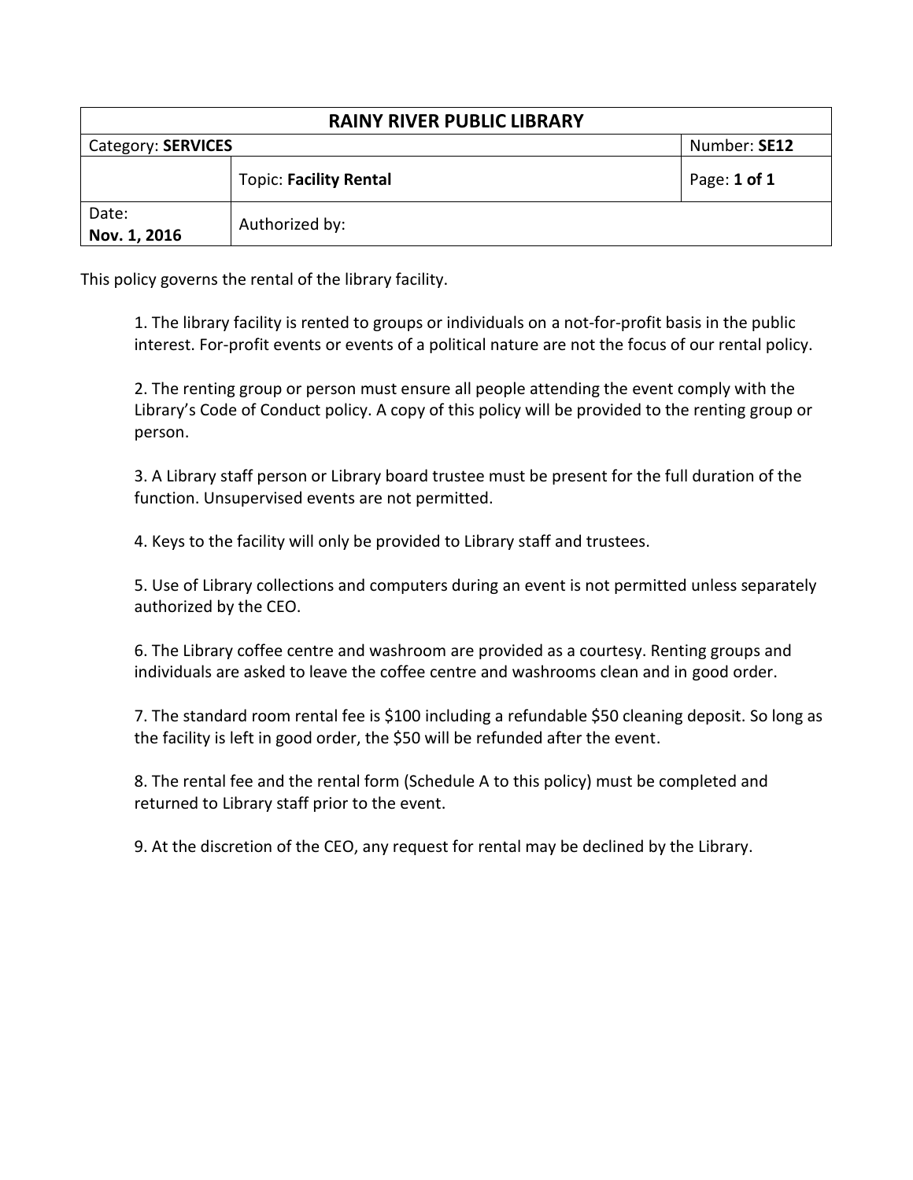| RAINY RIVER PUBLIC LIBRARY | | |
|---|---|---|
| Category: **SERVICES** | | Number: **SE12** |
| | Topic: **Facility Rental** | Page: **1 of 1** |
| Date: **Nov. 1, 2016** | Authorized by: | |

This policy governs the rental of the library facility.

1. The library facility is rented to groups or individuals on a not-for-profit basis in the public interest. For-profit events or events of a political nature are not the focus of our rental policy.

2. The renting group or person must ensure all people attending the event comply with the Library's Code of Conduct policy. A copy of this policy will be provided to the renting group or person.

3. A Library staff person or Library board trustee must be present for the full duration of the function. Unsupervised events are not permitted.

4. Keys to the facility will only be provided to Library staff and trustees.

5. Use of Library collections and computers during an event is not permitted unless separately authorized by the CEO.

6. The Library coffee centre and washroom are provided as a courtesy. Renting groups and individuals are asked to leave the coffee centre and washrooms clean and in good order.

7. The standard room rental fee is $100 including a refundable $50 cleaning deposit. So long as the facility is left in good order, the $50 will be refunded after the event.

8. The rental fee and the rental form (Schedule A to this policy) must be completed and returned to Library staff prior to the event.

9. At the discretion of the CEO, any request for rental may be declined by the Library.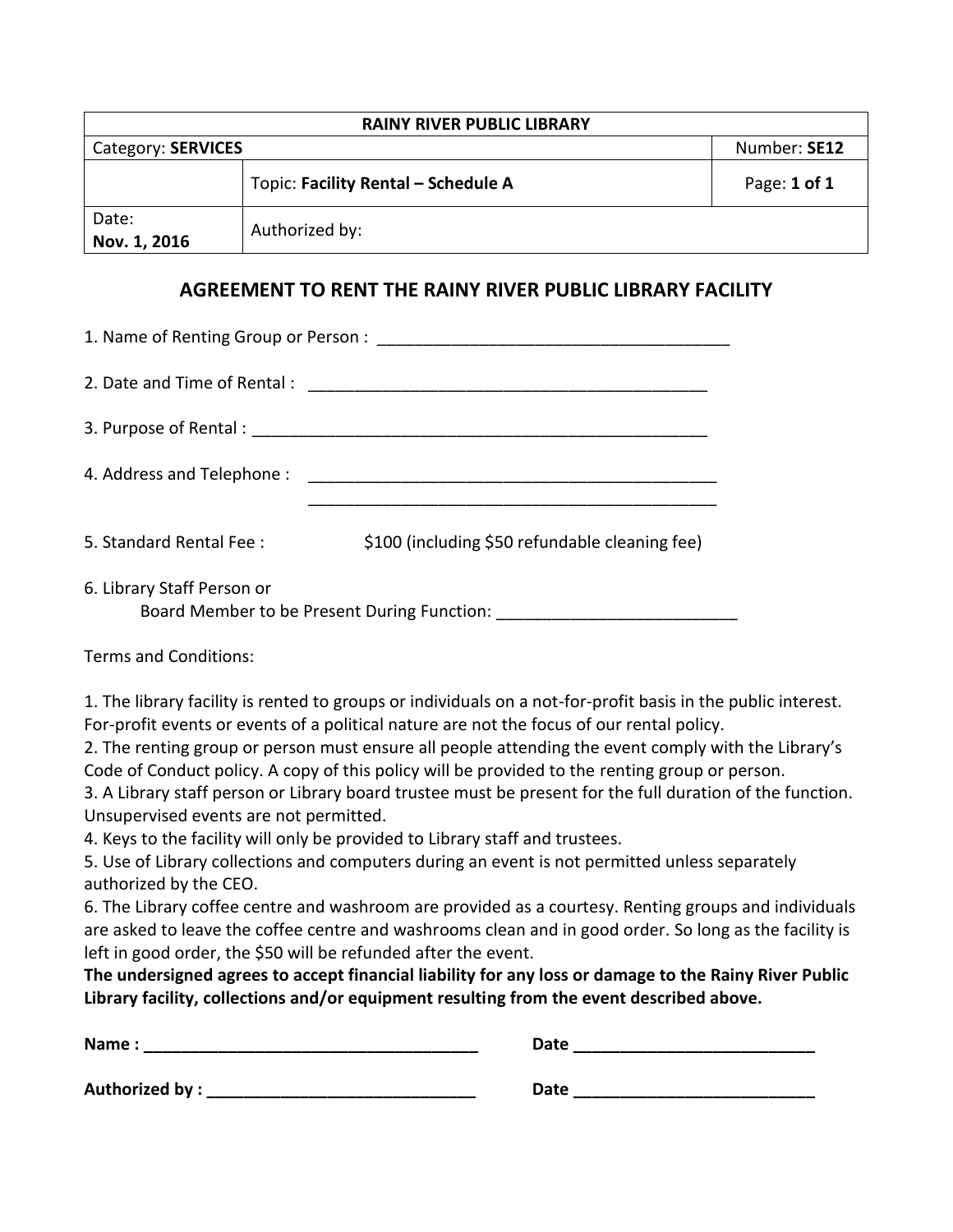| RAINY RIVER PUBLIC LIBRARY | | |
|---|---|---|
| Category: **SERVICES** | | Number: **SE12** |
| | Topic: **Facility Rental – Schedule A** | Page: **1 of 1** |
| Date: **Nov. 1, 2016** | Authorized by: | |

## AGREEMENT TO RENT THE RAINY RIVER PUBLIC LIBRARY FACILITY

1. Name of Renting Group or Person : ______________________________________

2. Date and Time of Rental : ____________________________________________

3. Purpose of Rental : _________________________________________________

4. Address and Telephone : ____________________________________________
   ____________________________________________

5. Standard Rental Fee : $100 (including $50 refundable cleaning fee)

6. Library Staff Person or
   Board Member to be Present During Function: __________________________

Terms and Conditions:

1. The library facility is rented to groups or individuals on a not-for-profit basis in the public interest. For-profit events or events of a political nature are not the focus of our rental policy.
2. The renting group or person must ensure all people attending the event comply with the Library's Code of Conduct policy. A copy of this policy will be provided to the renting group or person.
3. A Library staff person or Library board trustee must be present for the full duration of the function. Unsupervised events are not permitted.
4. Keys to the facility will only be provided to Library staff and trustees.
5. Use of Library collections and computers during an event is not permitted unless separately authorized by the CEO.
6. The Library coffee centre and washroom are provided as a courtesy. Renting groups and individuals are asked to leave the coffee centre and washrooms clean and in good order. So long as the facility is left in good order, the $50 will be refunded after the event.

**The undersigned agrees to accept financial liability for any loss or damage to the Rainy River Public Library facility, collections and/or equipment resulting from the event described above.**

**Name :** ____________________________________ **Date** __________________________

**Authorized by :** ______________________________ **Date** __________________________